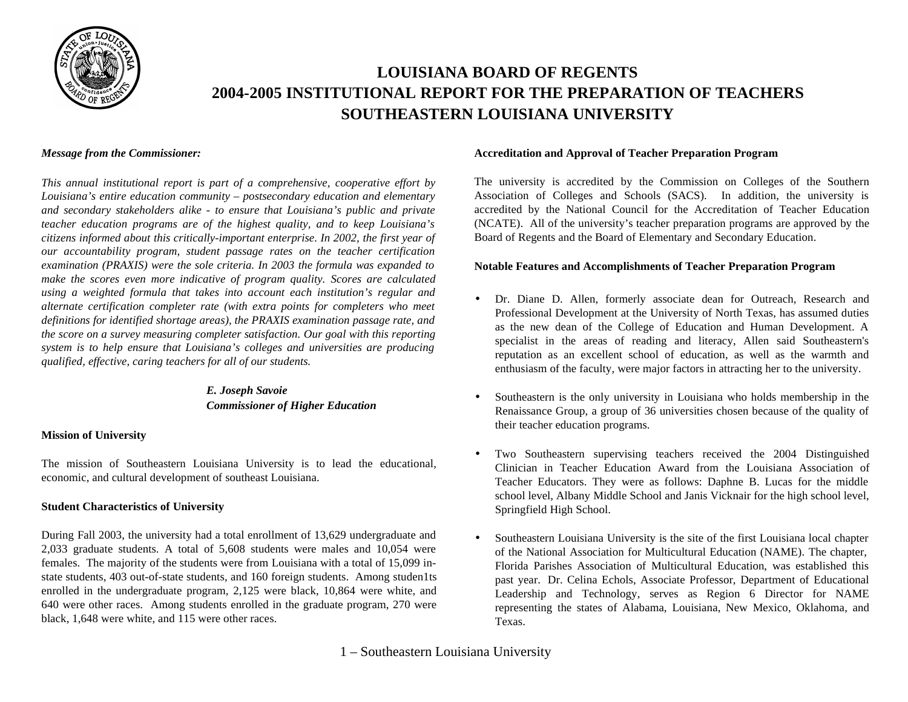# LOUISIANA BOARD OF REGENTS
# 2004-2005 INSTITUTIONAL REPORT FOR THE PREPARATION OF TEACHERS
# SOUTHEASTERN LOUISIANA UNIVERSITY

***Message from the Commissioner:***

*This annual institutional report is part of a comprehensive, cooperative effort by Louisiana's entire education community – postsecondary education and elementary and secondary stakeholders alike - to ensure that Louisiana's public and private teacher education programs are of the highest quality, and to keep Louisiana's citizens informed about this critically-important enterprise. In 2002, the first year of our accountability program, student passage rates on the teacher certification examination (PRAXIS) were the sole criteria. In 2003 the formula was expanded to make the scores even more indicative of program quality. Scores are calculated using a weighted formula that takes into account each institution's regular and alternate certification completer rate (with extra points for completers who meet definitions for identified shortage areas), the PRAXIS examination passage rate, and the score on a survey measuring completer satisfaction. Our goal with this reporting system is to help ensure that Louisiana's colleges and universities are producing qualified, effective, caring teachers for all of our students.*

***E. Joseph Savoie***
***Commissioner of Higher Education***

**Mission of University**

The mission of Southeastern Louisiana University is to lead the educational, economic, and cultural development of southeast Louisiana.

**Student Characteristics of University**

During Fall 2003, the university had a total enrollment of 13,629 undergraduate and 2,033 graduate students. A total of 5,608 students were males and 10,054 were females. The majority of the students were from Louisiana with a total of 15,099 in-state students, 403 out-of-state students, and 160 foreign students. Among studen1ts enrolled in the undergraduate program, 2,125 were black, 10,864 were white, and 640 were other races. Among students enrolled in the graduate program, 270 were black, 1,648 were white, and 115 were other races.

**Accreditation and Approval of Teacher Preparation Program**

The university is accredited by the Commission on Colleges of the Southern Association of Colleges and Schools (SACS). In addition, the university is accredited by the National Council for the Accreditation of Teacher Education (NCATE). All of the university's teacher preparation programs are approved by the Board of Regents and the Board of Elementary and Secondary Education.

**Notable Features and Accomplishments of Teacher Preparation Program**

- Dr. Diane D. Allen, formerly associate dean for Outreach, Research and Professional Development at the University of North Texas, has assumed duties as the new dean of the College of Education and Human Development. A specialist in the areas of reading and literacy, Allen said Southeastern's reputation as an excellent school of education, as well as the warmth and enthusiasm of the faculty, were major factors in attracting her to the university.

- Southeastern is the only university in Louisiana who holds membership in the Renaissance Group, a group of 36 universities chosen because of the quality of their teacher education programs.

- Two Southeastern supervising teachers received the 2004 Distinguished Clinician in Teacher Education Award from the Louisiana Association of Teacher Educators. They were as follows: Daphne B. Lucas for the middle school level, Albany Middle School and Janis Vicknair for the high school level, Springfield High School.

- Southeastern Louisiana University is the site of the first Louisiana local chapter of the National Association for Multicultural Education (NAME). The chapter, Florida Parishes Association of Multicultural Education, was established this past year. Dr. Celina Echols, Associate Professor, Department of Educational Leadership and Technology, serves as Region 6 Director for NAME representing the states of Alabama, Louisiana, New Mexico, Oklahoma, and Texas.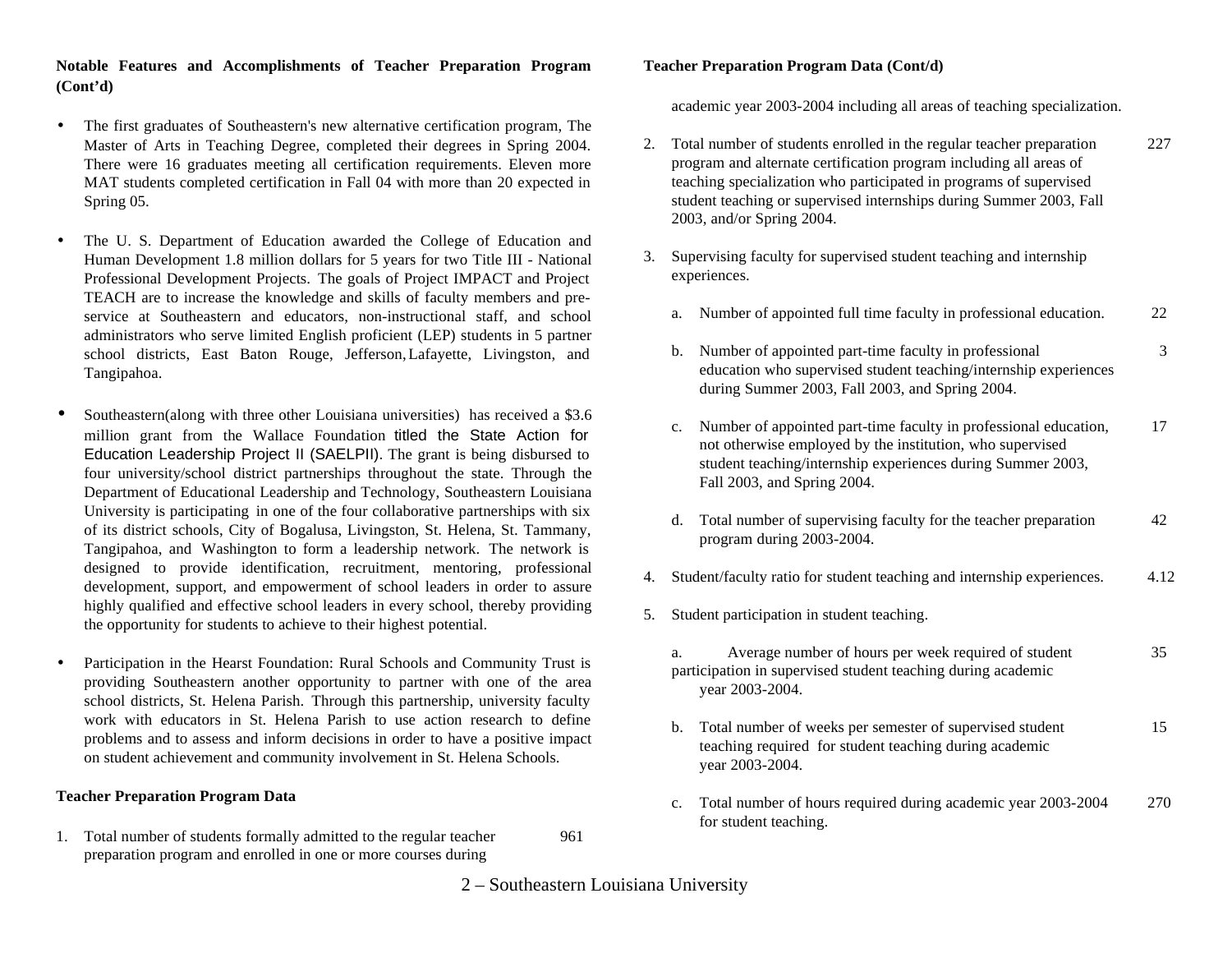**Notable Features and Accomplishments of Teacher Preparation Program (Cont'd)**

- The first graduates of Southeastern's new alternative certification program, The Master of Arts in Teaching Degree, completed their degrees in Spring 2004. There were 16 graduates meeting all certification requirements. Eleven more MAT students completed certification in Fall 04 with more than 20 expected in Spring 05.

- The U. S. Department of Education awarded the College of Education and Human Development 1.8 million dollars for 5 years for two Title III - National Professional Development Projects. The goals of Project IMPACT and Project TEACH are to increase the knowledge and skills of faculty members and pre-service at Southeastern and educators, non-instructional staff, and school administrators who serve limited English proficient (LEP) students in 5 partner school districts, East Baton Rouge, Jefferson, Lafayette, Livingston, and Tangipahoa.

- Southeastern(along with three other Louisiana universities) has received a $3.6 million grant from the Wallace Foundation titled the State Action for Education Leadership Project II (SAELPII). The grant is being disbursed to four university/school district partnerships throughout the state. Through the Department of Educational Leadership and Technology, Southeastern Louisiana University is participating in one of the four collaborative partnerships with six of its district schools, City of Bogalusa, Livingston, St. Helena, St. Tammany, Tangipahoa, and Washington to form a leadership network. The network is designed to provide identification, recruitment, mentoring, professional development, support, and empowerment of school leaders in order to assure highly qualified and effective school leaders in every school, thereby providing the opportunity for students to achieve to their highest potential.

- Participation in the Hearst Foundation: Rural Schools and Community Trust is providing Southeastern another opportunity to partner with one of the area school districts, St. Helena Parish. Through this partnership, university faculty work with educators in St. Helena Parish to use action research to define problems and to assess and inform decisions in order to have a positive impact on student achievement and community involvement in St. Helena Schools.

**Teacher Preparation Program Data**

1. Total number of students formally admitted to the regular teacher preparation program and enrolled in one or more courses during academic year 2003-2004 including all areas of teaching specialization. — 961

2. Total number of students enrolled in the regular teacher preparation program and alternate certification program including all areas of teaching specialization who participated in programs of supervised student teaching or supervised internships during Summer 2003, Fall 2003, and/or Spring 2004. — 227

3. Supervising faculty for supervised student teaching and internship experiences.

   a. Number of appointed full time faculty in professional education. — 22

   b. Number of appointed part-time faculty in professional education who supervised student teaching/internship experiences during Summer 2003, Fall 2003, and Spring 2004. — 3

   c. Number of appointed part-time faculty in professional education, not otherwise employed by the institution, who supervised student teaching/internship experiences during Summer 2003, Fall 2003, and Spring 2004. — 17

   d. Total number of supervising faculty for the teacher preparation program during 2003-2004. — 42

4. Student/faculty ratio for student teaching and internship experiences. — 4.12

5. Student participation in student teaching.

   a. Average number of hours per week required of student participation in supervised student teaching during academic year 2003-2004. — 35

   b. Total number of weeks per semester of supervised student teaching required for student teaching during academic year 2003-2004. — 15

   c. Total number of hours required during academic year 2003-2004 for student teaching. — 270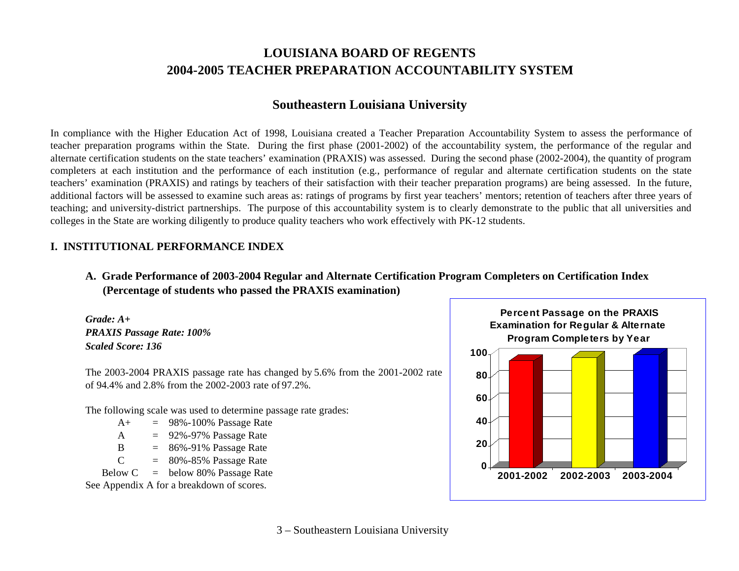# LOUISIANA BOARD OF REGENTS
# 2004-2005 TEACHER PREPARATION ACCOUNTABILITY SYSTEM

## Southeastern Louisiana University

In compliance with the Higher Education Act of 1998, Louisiana created a Teacher Preparation Accountability System to assess the performance of teacher preparation programs within the State. During the first phase (2001-2002) of the accountability system, the performance of the regular and alternate certification students on the state teachers' examination (PRAXIS) was assessed. During the second phase (2002-2004), the quantity of program completers at each institution and the performance of each institution (e.g., performance of regular and alternate certification students on the state teachers' examination (PRAXIS) and ratings by teachers of their satisfaction with their teacher preparation programs) are being assessed. In the future, additional factors will be assessed to examine such areas as: ratings of programs by first year teachers' mentors; retention of teachers after three years of teaching; and university-district partnerships. The purpose of this accountability system is to clearly demonstrate to the public that all universities and colleges in the State are working diligently to produce quality teachers who work effectively with PK-12 students.

### I. INSTITUTIONAL PERFORMANCE INDEX

#### A. Grade Performance of 2003-2004 Regular and Alternate Certification Program Completers on Certification Index (Percentage of students who passed the PRAXIS examination)

***Grade: A+***
***PRAXIS Passage Rate: 100%***
***Scaled Score: 136***

The 2003-2004 PRAXIS passage rate has changed by 5.6% from the 2001-2002 rate of 94.4% and 2.8% from the 2002-2003 rate of 97.2%.

The following scale was used to determine passage rate grades:

| | | |
|---|---|---|
| A+ | = | 98%-100% Passage Rate |
| A | = | 92%-97% Passage Rate |
| B | = | 86%-91% Passage Rate |
| C | = | 80%-85% Passage Rate |
| Below C | = | below 80% Passage Rate |

See Appendix A for a breakdown of scores.

**Percent Passage on the PRAXIS Examination for Regular & Alternate Program Completers by Year**

| Year | Percent Passage |
|---|---|
| 2001-2002 | 94.4 |
| 2002-2003 | 97.2 |
| 2003-2004 | 100 |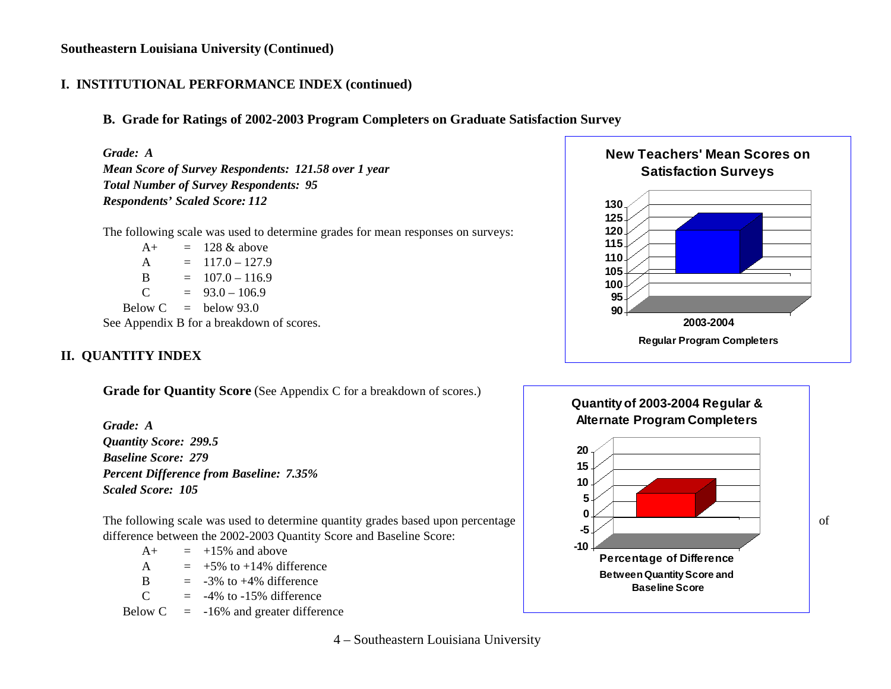**Southeastern Louisiana University (Continued)**

## I. INSTITUTIONAL PERFORMANCE INDEX (continued)

### B. Grade for Ratings of 2002-2003 Program Completers on Graduate Satisfaction Survey

***Grade: A***
***Mean Score of Survey Respondents: 121.58 over 1 year***
***Total Number of Survey Respondents: 95***
***Respondents' Scaled Score: 112***

The following scale was used to determine grades for mean responses on surveys:

| | | |
|---|---|---|
| A+ | = | 128 & above |
| A | = | 117.0 – 127.9 |
| B | = | 107.0 – 116.9 |
| C | = | 93.0 – 106.9 |
| Below C | = | below 93.0 |

See Appendix B for a breakdown of scores.

**New Teachers' Mean Scores on Satisfaction Surveys**

2003-2004

Regular Program Completers

## II. QUANTITY INDEX

**Grade for Quantity Score** (See Appendix C for a breakdown of scores.)

***Grade: A***
***Quantity Score: 299.5***
***Baseline Score: 279***
***Percent Difference from Baseline: 7.35%***
***Scaled Score: 105***

The following scale was used to determine quantity grades based upon percentage of difference between the 2002-2003 Quantity Score and Baseline Score:

| | | |
|---|---|---|
| A+ | = | +15% and above |
| A | = | +5% to +14% difference |
| B | = | -3% to +4% difference |
| C | = | -4% to -15% difference |
| Below C | = | -16% and greater difference |

**Quantity of 2003-2004 Regular & Alternate Program Completers**

Percentage of Difference Between Quantity Score and Baseline Score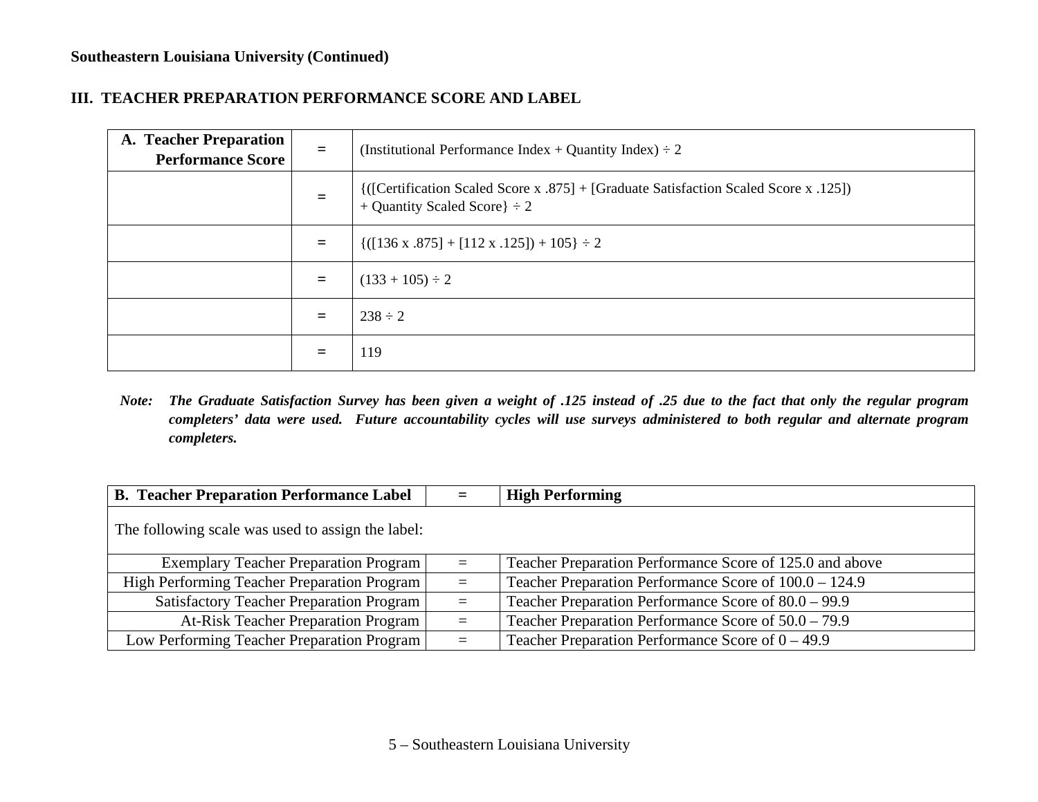**Southeastern Louisiana University (Continued)**

## III. TEACHER PREPARATION PERFORMANCE SCORE AND LABEL

| **A. Teacher Preparation Performance Score** | = | (Institutional Performance Index + Quantity Index) ÷ 2 |
|---|---|---|
| | = | {([Certification Scaled Score x .875] + [Graduate Satisfaction Scaled Score x .125]) + Quantity Scaled Score} ÷ 2 |
| | = | {([136 x .875] + [112 x .125]) + 105} ÷ 2 |
| | = | (133 + 105) ÷ 2 |
| | = | 238 ÷ 2 |
| | = | 119 |

*Note:* ***The Graduate Satisfaction Survey has been given a weight of .125 instead of .25 due to the fact that only the regular program completers' data were used. Future accountability cycles will use surveys administered to both regular and alternate program completers.***

| **B. Teacher Preparation Performance Label** | **=** | **High Performing** |
|---|---|---|
| The following scale was used to assign the label: | | |
| Exemplary Teacher Preparation Program | = | Teacher Preparation Performance Score of 125.0 and above |
| High Performing Teacher Preparation Program | = | Teacher Preparation Performance Score of 100.0 – 124.9 |
| Satisfactory Teacher Preparation Program | = | Teacher Preparation Performance Score of 80.0 – 99.9 |
| At-Risk Teacher Preparation Program | = | Teacher Preparation Performance Score of 50.0 – 79.9 |
| Low Performing Teacher Preparation Program | = | Teacher Preparation Performance Score of 0 – 49.9 |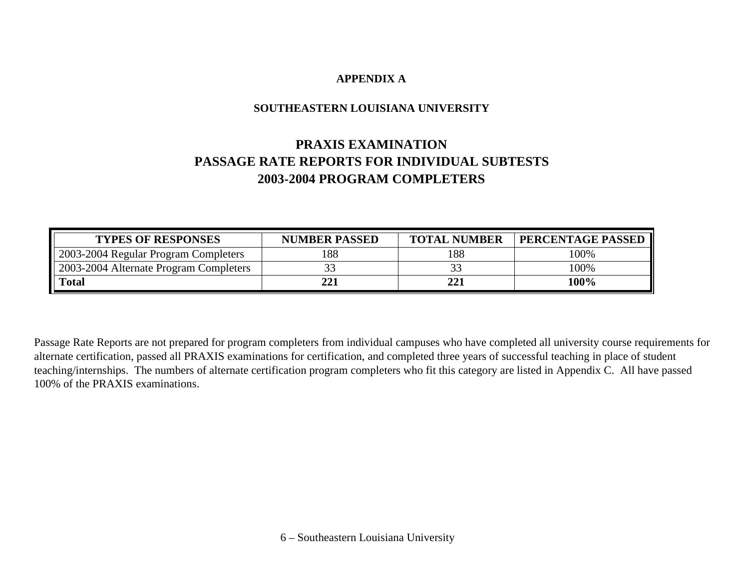**APPENDIX A**

**SOUTHEASTERN LOUISIANA UNIVERSITY**

# PRAXIS EXAMINATION
# PASSAGE RATE REPORTS FOR INDIVIDUAL SUBTESTS
# 2003-2004 PROGRAM COMPLETERS

| TYPES OF RESPONSES | NUMBER PASSED | TOTAL NUMBER | PERCENTAGE PASSED |
|---|---|---|---|
| 2003-2004 Regular Program Completers | 188 | 188 | 100% |
| 2003-2004 Alternate Program Completers | 33 | 33 | 100% |
| **Total** | **221** | **221** | **100%** |

Passage Rate Reports are not prepared for program completers from individual campuses who have completed all university course requirements for alternate certification, passed all PRAXIS examinations for certification, and completed three years of successful teaching in place of student teaching/internships. The numbers of alternate certification program completers who fit this category are listed in Appendix C. All have passed 100% of the PRAXIS examinations.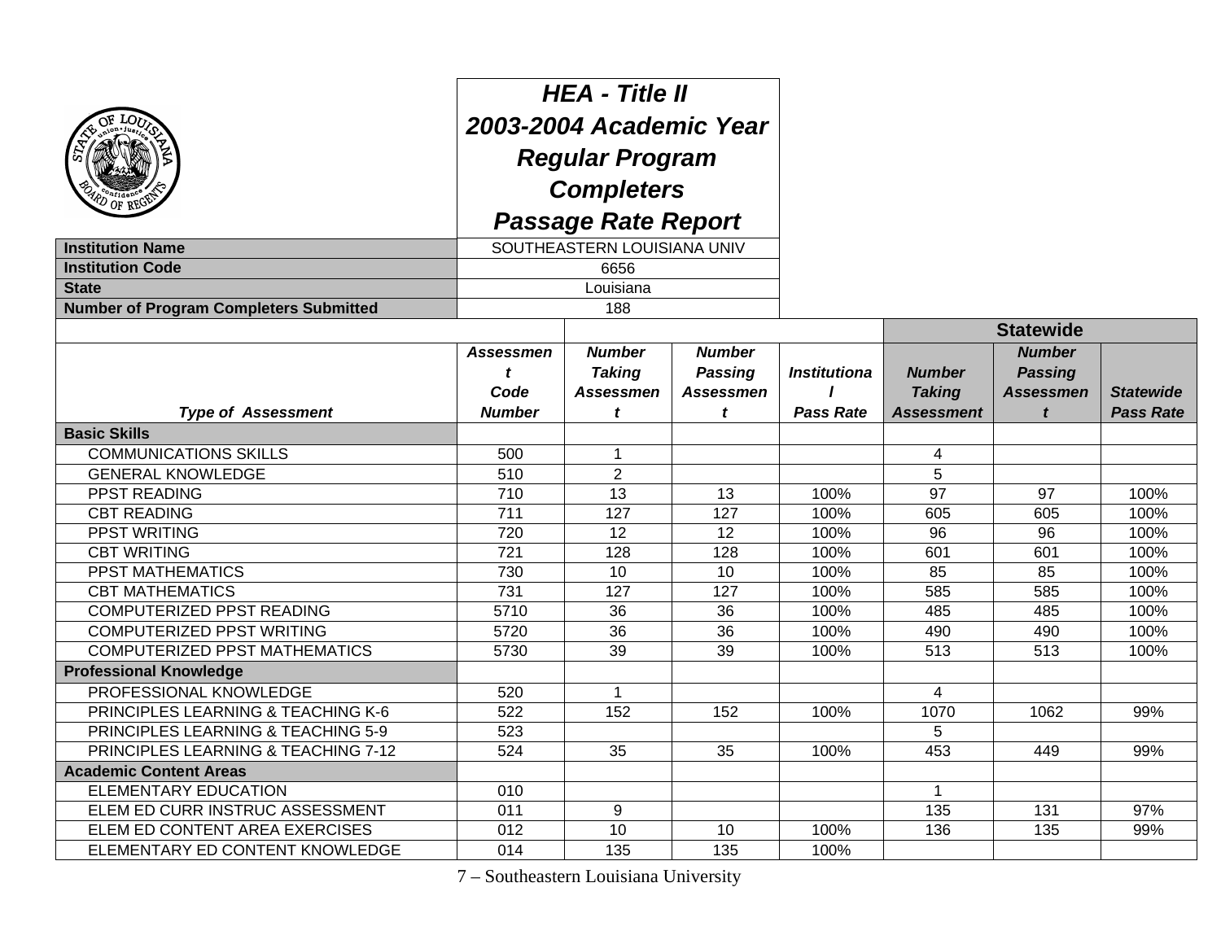# HEA - Title II
## 2003-2004 Academic Year
## Regular Program Completers
## Passage Rate Report

| | |
|---|---|
| **Institution Name** | SOUTHEASTERN LOUISIANA UNIV |
| **Institution Code** | 6656 |
| **State** | Louisiana |
| **Number of Program Completers Submitted** | 188 |

| | | | | | Statewide | | |
|---|---|---|---|---|---|---|---|
| ***Type of Assessment*** | ***Assessment Code Number*** | ***Number Taking Assessment*** | ***Number Passing Assessment*** | ***Institutional Pass Rate*** | ***Number Taking Assessment*** | ***Number Passing Assessment*** | ***Statewide Pass Rate*** |
| **Basic Skills** | | | | | | | |
| COMMUNICATIONS SKILLS | 500 | 1 | | | 4 | | |
| GENERAL KNOWLEDGE | 510 | 2 | | | 5 | | |
| PPST READING | 710 | 13 | 13 | 100% | 97 | 97 | 100% |
| CBT READING | 711 | 127 | 127 | 100% | 605 | 605 | 100% |
| PPST WRITING | 720 | 12 | 12 | 100% | 96 | 96 | 100% |
| CBT WRITING | 721 | 128 | 128 | 100% | 601 | 601 | 100% |
| PPST MATHEMATICS | 730 | 10 | 10 | 100% | 85 | 85 | 100% |
| CBT MATHEMATICS | 731 | 127 | 127 | 100% | 585 | 585 | 100% |
| COMPUTERIZED PPST READING | 5710 | 36 | 36 | 100% | 485 | 485 | 100% |
| COMPUTERIZED PPST WRITING | 5720 | 36 | 36 | 100% | 490 | 490 | 100% |
| COMPUTERIZED PPST MATHEMATICS | 5730 | 39 | 39 | 100% | 513 | 513 | 100% |
| **Professional Knowledge** | | | | | | | |
| PROFESSIONAL KNOWLEDGE | 520 | 1 | | | 4 | | |
| PRINCIPLES LEARNING & TEACHING K-6 | 522 | 152 | 152 | 100% | 1070 | 1062 | 99% |
| PRINCIPLES LEARNING & TEACHING 5-9 | 523 | | | | 5 | | |
| PRINCIPLES LEARNING & TEACHING 7-12 | 524 | 35 | 35 | 100% | 453 | 449 | 99% |
| **Academic Content Areas** | | | | | | | |
| ELEMENTARY EDUCATION | 010 | | | | 1 | | |
| ELEM ED CURR INSTRUC ASSESSMENT | 011 | 9 | | | 135 | 131 | 97% |
| ELEM ED CONTENT AREA EXERCISES | 012 | 10 | 10 | 100% | 136 | 135 | 99% |
| ELEMENTARY ED CONTENT KNOWLEDGE | 014 | 135 | 135 | 100% | | | |

7 – Southeastern Louisiana University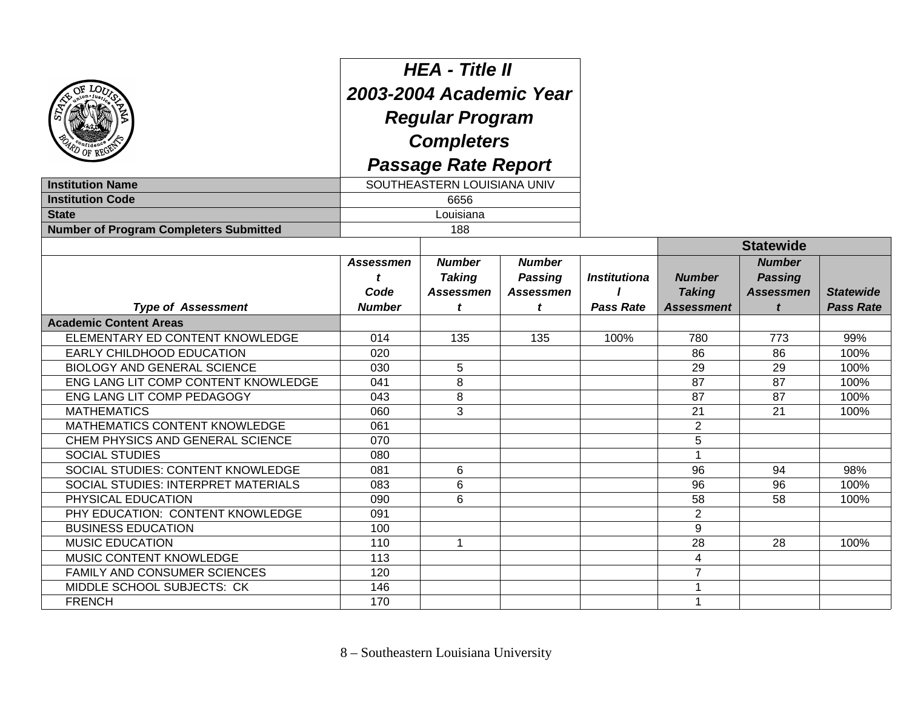# HEA - Title II
## 2003-2004 Academic Year
## Regular Program Completers
## Passage Rate Report

| | |
|---|---|
| **Institution Name** | SOUTHEASTERN LOUISIANA UNIV |
| **Institution Code** | 6656 |
| **State** | Louisiana |
| **Number of Program Completers Submitted** | 188 |

| | | | | | Statewide | | |
|---|---|---|---|---|---|---|---|
| *Type of Assessment* | *Assessment Code Number* | *Number Taking Assessment* | *Number Passing Assessment* | *Institutional Pass Rate* | *Number Taking Assessment* | *Number Passing Assessment* | *Statewide Pass Rate* |
| **Academic Content Areas** | | | | | | | |
| ELEMENTARY ED CONTENT KNOWLEDGE | 014 | 135 | 135 | 100% | 780 | 773 | 99% |
| EARLY CHILDHOOD EDUCATION | 020 | | | | 86 | 86 | 100% |
| BIOLOGY AND GENERAL SCIENCE | 030 | 5 | | | 29 | 29 | 100% |
| ENG LANG LIT COMP CONTENT KNOWLEDGE | 041 | 8 | | | 87 | 87 | 100% |
| ENG LANG LIT COMP PEDAGOGY | 043 | 8 | | | 87 | 87 | 100% |
| MATHEMATICS | 060 | 3 | | | 21 | 21 | 100% |
| MATHEMATICS CONTENT KNOWLEDGE | 061 | | | | 2 | | |
| CHEM PHYSICS AND GENERAL SCIENCE | 070 | | | | 5 | | |
| SOCIAL STUDIES | 080 | | | | 1 | | |
| SOCIAL STUDIES: CONTENT KNOWLEDGE | 081 | 6 | | | 96 | 94 | 98% |
| SOCIAL STUDIES: INTERPRET MATERIALS | 083 | 6 | | | 96 | 96 | 100% |
| PHYSICAL EDUCATION | 090 | 6 | | | 58 | 58 | 100% |
| PHY EDUCATION: CONTENT KNOWLEDGE | 091 | | | | 2 | | |
| BUSINESS EDUCATION | 100 | | | | 9 | | |
| MUSIC EDUCATION | 110 | 1 | | | 28 | 28 | 100% |
| MUSIC CONTENT KNOWLEDGE | 113 | | | | 4 | | |
| FAMILY AND CONSUMER SCIENCES | 120 | | | | 7 | | |
| MIDDLE SCHOOL SUBJECTS: CK | 146 | | | | 1 | | |
| FRENCH | 170 | | | | 1 | | |

8 – Southeastern Louisiana University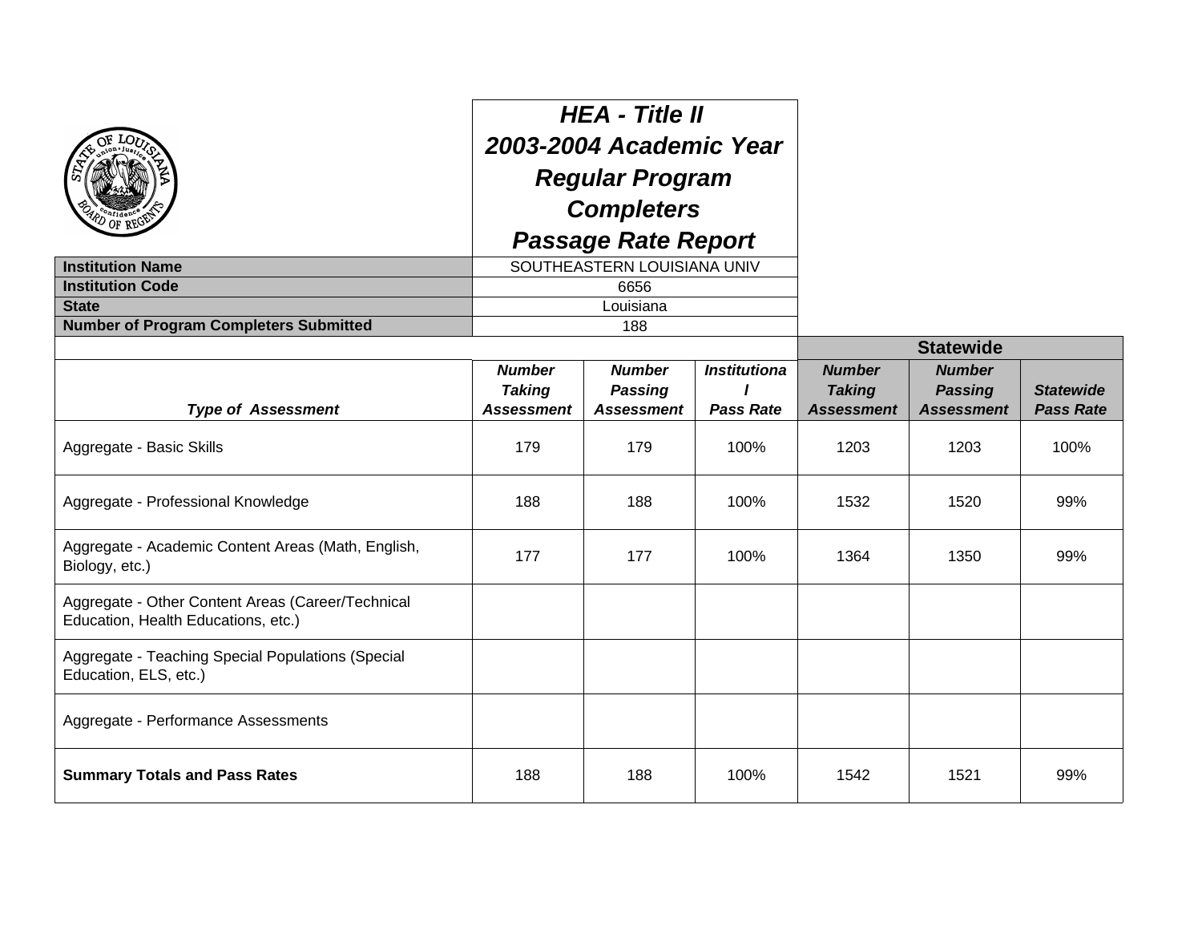# HEA - Title II
# 2003-2004 Academic Year
# Regular Program Completers
# Passage Rate Report

| | |
|---|---|
| **Institution Name** | SOUTHEASTERN LOUISIANA UNIV |
| **Institution Code** | 6656 |
| **State** | Louisiana |
| **Number of Program Completers Submitted** | 188 |

| | | | | Statewide | | |
|---|---|---|---|---|---|---|
| ***Type of Assessment*** | ***Number Taking Assessment*** | ***Number Passing Assessment*** | ***Institutional Pass Rate*** | ***Number Taking Assessment*** | ***Number Passing Assessment*** | ***Statewide Pass Rate*** |
| Aggregate - Basic Skills | 179 | 179 | 100% | 1203 | 1203 | 100% |
| Aggregate - Professional Knowledge | 188 | 188 | 100% | 1532 | 1520 | 99% |
| Aggregate - Academic Content Areas (Math, English, Biology, etc.) | 177 | 177 | 100% | 1364 | 1350 | 99% |
| Aggregate - Other Content Areas (Career/Technical Education, Health Educations, etc.) | | | | | | |
| Aggregate - Teaching Special Populations (Special Education, ELS, etc.) | | | | | | |
| Aggregate - Performance Assessments | | | | | | |
| **Summary Totals and Pass Rates** | 188 | 188 | 100% | 1542 | 1521 | 99% |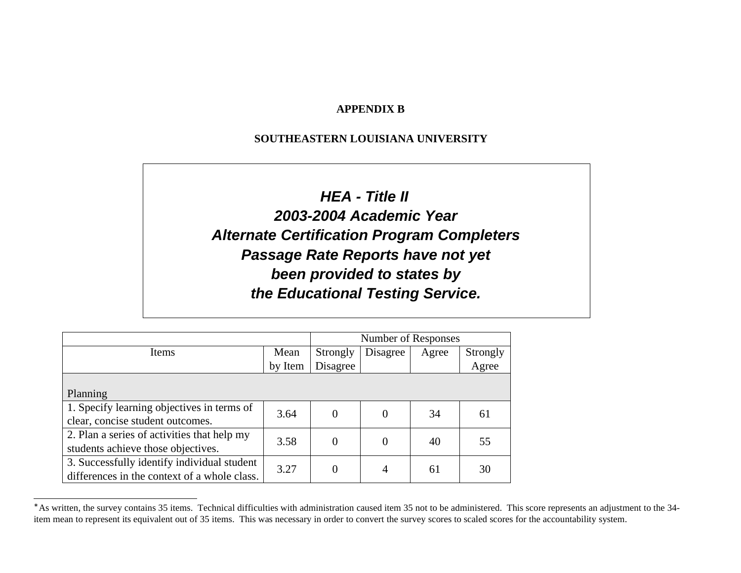**APPENDIX B**

**SOUTHEASTERN LOUISIANA UNIVERSITY**

***HEA - Title II***
***2003-2004 Academic Year***
***Alternate Certification Program Completers***
***Passage Rate Reports have not yet***
***been provided to states by***
***the Educational Testing Service.***

| | | Number of Responses | | | |
|---|---|---|---|---|---|
| Items | Mean by Item | Strongly Disagree | Disagree | Agree | Strongly Agree |
| Planning | | | | | |
| 1. Specify learning objectives in terms of clear, concise student outcomes. | 3.64 | 0 | 0 | 34 | 61 |
| 2. Plan a series of activities that help my students achieve those objectives. | 3.58 | 0 | 0 | 40 | 55 |
| 3. Successfully identify individual student differences in the context of a whole class. | 3.27 | 0 | 4 | 61 | 30 |

[*] As written, the survey contains 35 items. Technical difficulties with administration caused item 35 not to be administered. This score represents an adjustment to the 34-item mean to represent its equivalent out of 35 items. This was necessary in order to convert the survey scores to scaled scores for the accountability system.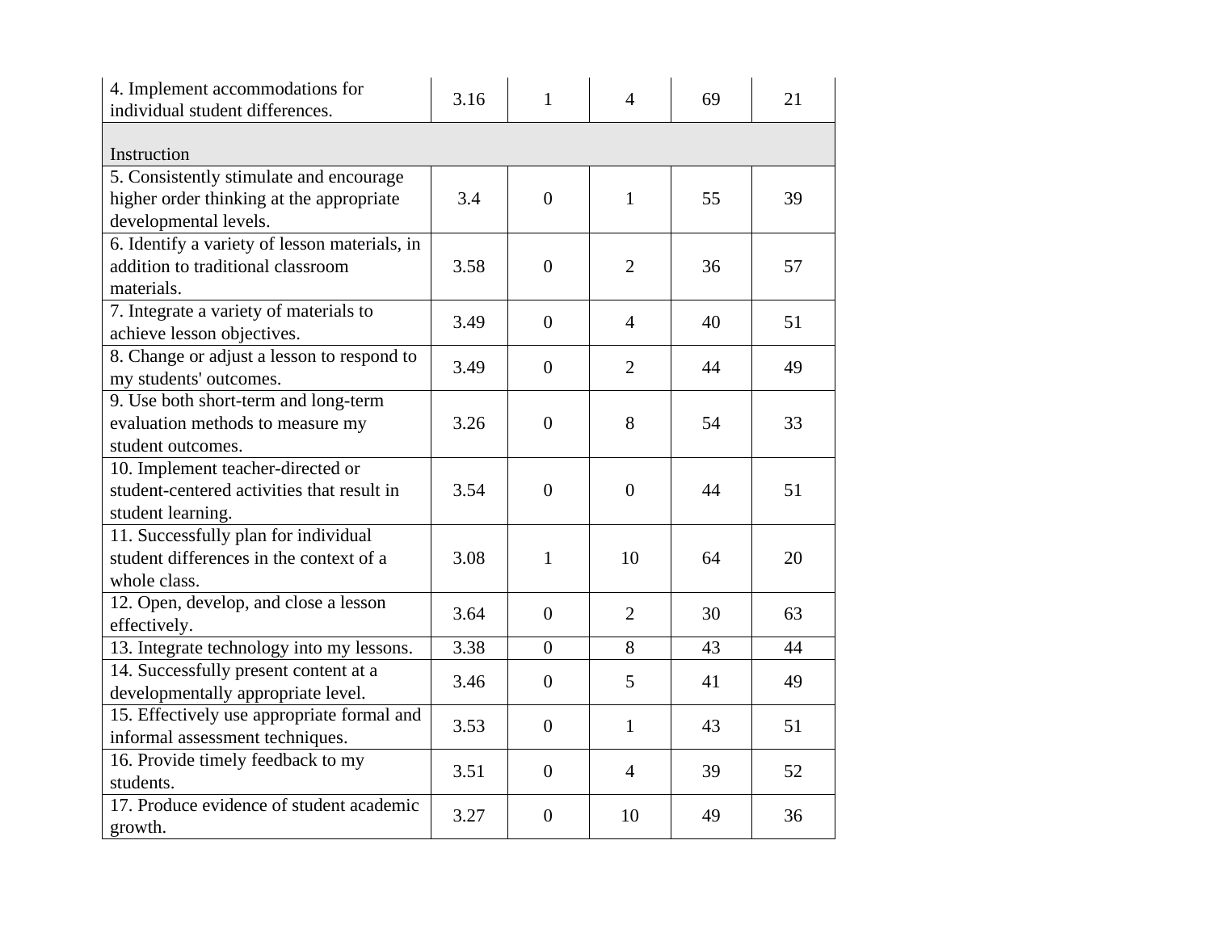| | | | | | |
|---|---|---|---|---|---|
| 4. Implement accommodations for individual student differences. | 3.16 | 1 | 4 | 69 | 21 |
| Instruction | | | | | |
| 5. Consistently stimulate and encourage higher order thinking at the appropriate developmental levels. | 3.4 | 0 | 1 | 55 | 39 |
| 6. Identify a variety of lesson materials, in addition to traditional classroom materials. | 3.58 | 0 | 2 | 36 | 57 |
| 7. Integrate a variety of materials to achieve lesson objectives. | 3.49 | 0 | 4 | 40 | 51 |
| 8. Change or adjust a lesson to respond to my students' outcomes. | 3.49 | 0 | 2 | 44 | 49 |
| 9. Use both short-term and long-term evaluation methods to measure my student outcomes. | 3.26 | 0 | 8 | 54 | 33 |
| 10. Implement teacher-directed or student-centered activities that result in student learning. | 3.54 | 0 | 0 | 44 | 51 |
| 11. Successfully plan for individual student differences in the context of a whole class. | 3.08 | 1 | 10 | 64 | 20 |
| 12. Open, develop, and close a lesson effectively. | 3.64 | 0 | 2 | 30 | 63 |
| 13. Integrate technology into my lessons. | 3.38 | 0 | 8 | 43 | 44 |
| 14. Successfully present content at a developmentally appropriate level. | 3.46 | 0 | 5 | 41 | 49 |
| 15. Effectively use appropriate formal and informal assessment techniques. | 3.53 | 0 | 1 | 43 | 51 |
| 16. Provide timely feedback to my students. | 3.51 | 0 | 4 | 39 | 52 |
| 17. Produce evidence of student academic growth. | 3.27 | 0 | 10 | 49 | 36 |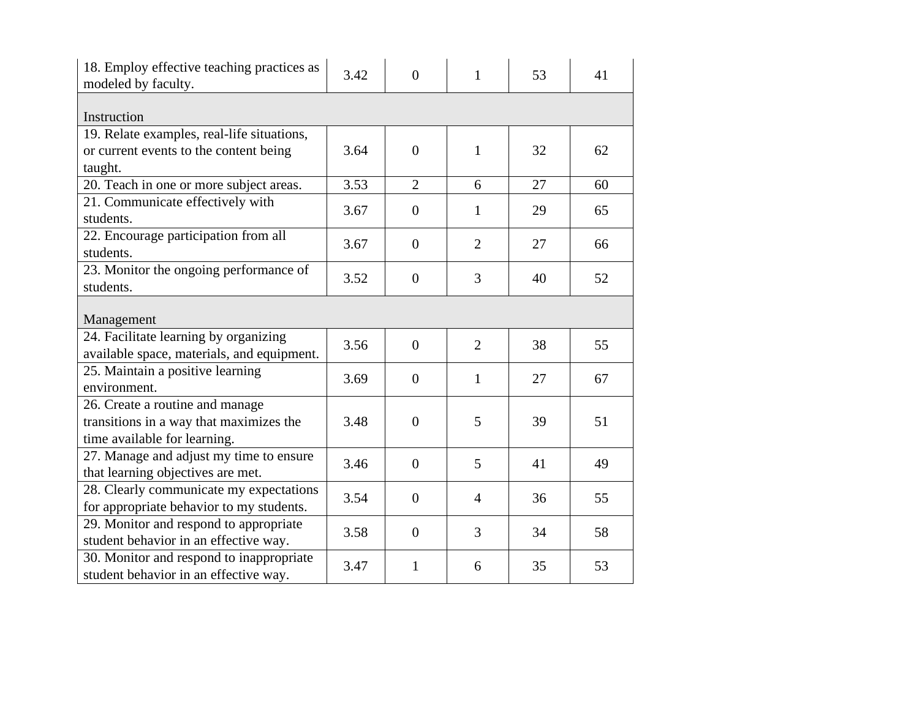| | | | | | |
|---|---|---|---|---|---|
| 18. Employ effective teaching practices as modeled by faculty. | 3.42 | 0 | 1 | 53 | 41 |
| Instruction | | | | | |
| 19. Relate examples, real-life situations, or current events to the content being taught. | 3.64 | 0 | 1 | 32 | 62 |
| 20. Teach in one or more subject areas. | 3.53 | 2 | 6 | 27 | 60 |
| 21. Communicate effectively with students. | 3.67 | 0 | 1 | 29 | 65 |
| 22. Encourage participation from all students. | 3.67 | 0 | 2 | 27 | 66 |
| 23. Monitor the ongoing performance of students. | 3.52 | 0 | 3 | 40 | 52 |
| Management | | | | | |
| 24. Facilitate learning by organizing available space, materials, and equipment. | 3.56 | 0 | 2 | 38 | 55 |
| 25. Maintain a positive learning environment. | 3.69 | 0 | 1 | 27 | 67 |
| 26. Create a routine and manage transitions in a way that maximizes the time available for learning. | 3.48 | 0 | 5 | 39 | 51 |
| 27. Manage and adjust my time to ensure that learning objectives are met. | 3.46 | 0 | 5 | 41 | 49 |
| 28. Clearly communicate my expectations for appropriate behavior to my students. | 3.54 | 0 | 4 | 36 | 55 |
| 29. Monitor and respond to appropriate student behavior in an effective way. | 3.58 | 0 | 3 | 34 | 58 |
| 30. Monitor and respond to inappropriate student behavior in an effective way. | 3.47 | 1 | 6 | 35 | 53 |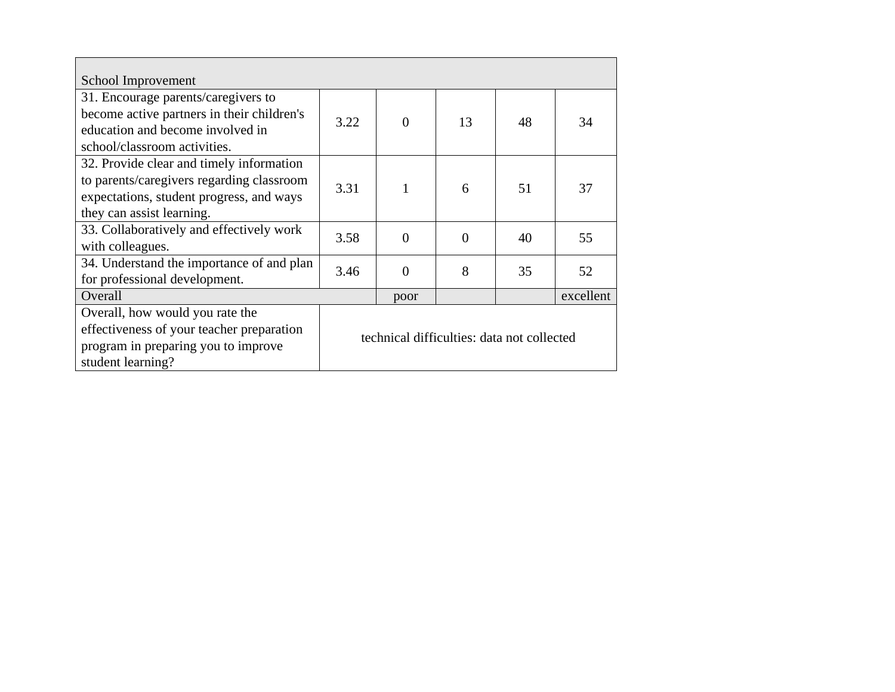| School Improvement | | | | | |
|---|---|---|---|---|---|
| 31. Encourage parents/caregivers to become active partners in their children's education and become involved in school/classroom activities. | 3.22 | 0 | 13 | 48 | 34 |
| 32. Provide clear and timely information to parents/caregivers regarding classroom expectations, student progress, and ways they can assist learning. | 3.31 | 1 | 6 | 51 | 37 |
| 33. Collaboratively and effectively work with colleagues. | 3.58 | 0 | 0 | 40 | 55 |
| 34. Understand the importance of and plan for professional development. | 3.46 | 0 | 8 | 35 | 52 |
| Overall | | poor | | | excellent |
| Overall, how would you rate the effectiveness of your teacher preparation program in preparing you to improve student learning? | technical difficulties: data not collected | | | | |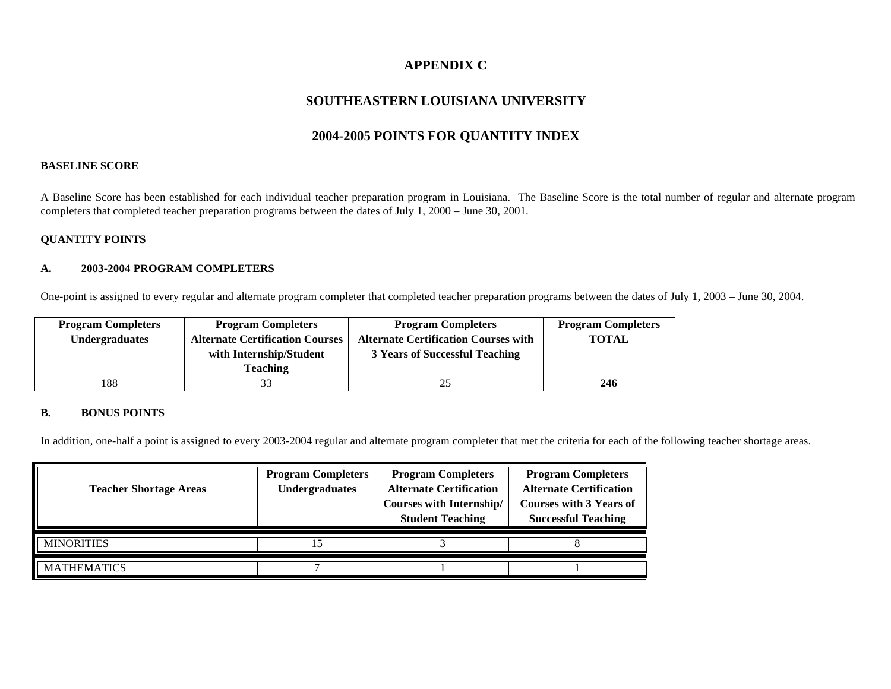# APPENDIX C

## SOUTHEASTERN LOUISIANA UNIVERSITY

## 2004-2005 POINTS FOR QUANTITY INDEX

**BASELINE SCORE**

A Baseline Score has been established for each individual teacher preparation program in Louisiana. The Baseline Score is the total number of regular and alternate program completers that completed teacher preparation programs between the dates of July 1, 2000 – June 30, 2001.

**QUANTITY POINTS**

**A. 2003-2004 PROGRAM COMPLETERS**

One-point is assigned to every regular and alternate program completer that completed teacher preparation programs between the dates of July 1, 2003 – June 30, 2004.

| Program Completers Undergraduates | Program Completers Alternate Certification Courses with Internship/Student Teaching | Program Completers Alternate Certification Courses with 3 Years of Successful Teaching | Program Completers TOTAL |
|---|---|---|---|
| 188 | 33 | 25 | **246** |

**B. BONUS POINTS**

In addition, one-half a point is assigned to every 2003-2004 regular and alternate program completer that met the criteria for each of the following teacher shortage areas.

| Teacher Shortage Areas | Program Completers Undergraduates | Program Completers Alternate Certification Courses with Internship/ Student Teaching | Program Completers Alternate Certification Courses with 3 Years of Successful Teaching |
|---|---|---|---|
| MINORITIES | 15 | 3 | 8 |
| MATHEMATICS | 7 | 1 | 1 |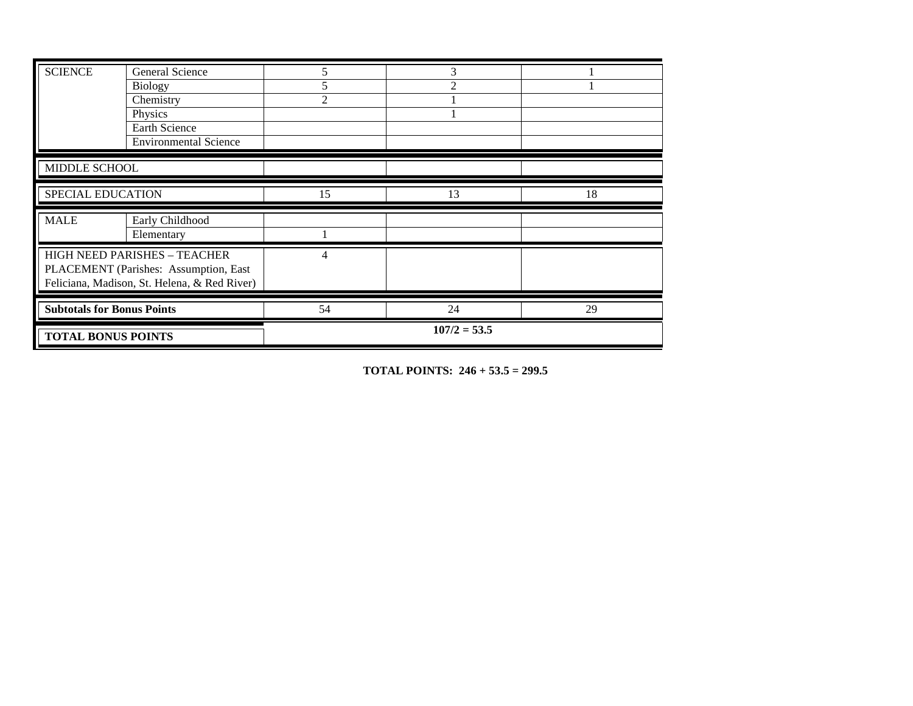| | | | | |
|---|---|---|---|---|
| SCIENCE | General Science | 5 | 3 | 1 |
| | Biology | 5 | 2 | 1 |
| | Chemistry | 2 | 1 | |
| | Physics | | 1 | |
| | Earth Science | | | |
| | Environmental Science | | | |
| MIDDLE SCHOOL | | | | |
| SPECIAL EDUCATION | | 15 | 13 | 18 |
| MALE | Early Childhood | | | |
| | Elementary | 1 | | |
| HIGH NEED PARISHES – TEACHER PLACEMENT (Parishes: Assumption, East Feliciana, Madison, St. Helena, & Red River) | | 4 | | |
| **Subtotals for Bonus Points** | | 54 | 24 | 29 |
| **TOTAL BONUS POINTS** | | **107/2 = 53.5** | | |

**TOTAL POINTS: 246 + 53.5 = 299.5**